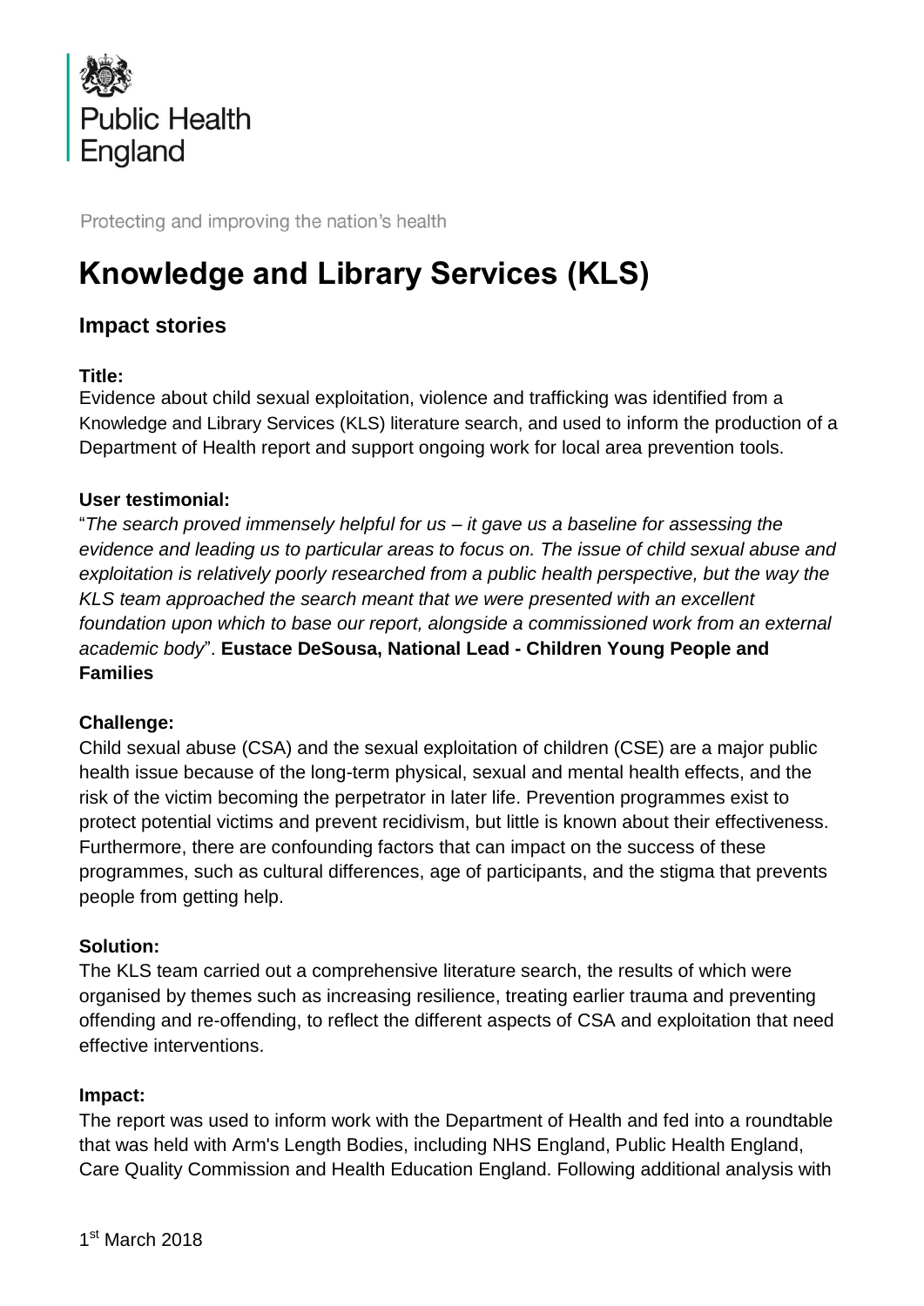Public Health England

Protecting and improving the nation's health

# Knowledge and Library Services (KLS)

## Impact stories

**Title:**
Evidence about child sexual exploitation, violence and trafficking was identified from a Knowledge and Library Services (KLS) literature search, and used to inform the production of a Department of Health report and support ongoing work for local area prevention tools.

**User testimonial:**
"*The search proved immensely helpful for us – it gave us a baseline for assessing the evidence and leading us to particular areas to focus on. The issue of child sexual abuse and exploitation is relatively poorly researched from a public health perspective, but the way the KLS team approached the search meant that we were presented with an excellent foundation upon which to base our report, alongside a commissioned work from an external academic body*". **Eustace DeSousa, National Lead - Children Young People and Families**

**Challenge:**
Child sexual abuse (CSA) and the sexual exploitation of children (CSE) are a major public health issue because of the long-term physical, sexual and mental health effects, and the risk of the victim becoming the perpetrator in later life. Prevention programmes exist to protect potential victims and prevent recidivism, but little is known about their effectiveness. Furthermore, there are confounding factors that can impact on the success of these programmes, such as cultural differences, age of participants, and the stigma that prevents people from getting help.

**Solution:**
The KLS team carried out a comprehensive literature search, the results of which were organised by themes such as increasing resilience, treating earlier trauma and preventing offending and re-offending, to reflect the different aspects of CSA and exploitation that need effective interventions.

**Impact:**
The report was used to inform work with the Department of Health and fed into a roundtable that was held with Arm's Length Bodies, including NHS England, Public Health England, Care Quality Commission and Health Education England. Following additional analysis with

1st March 2018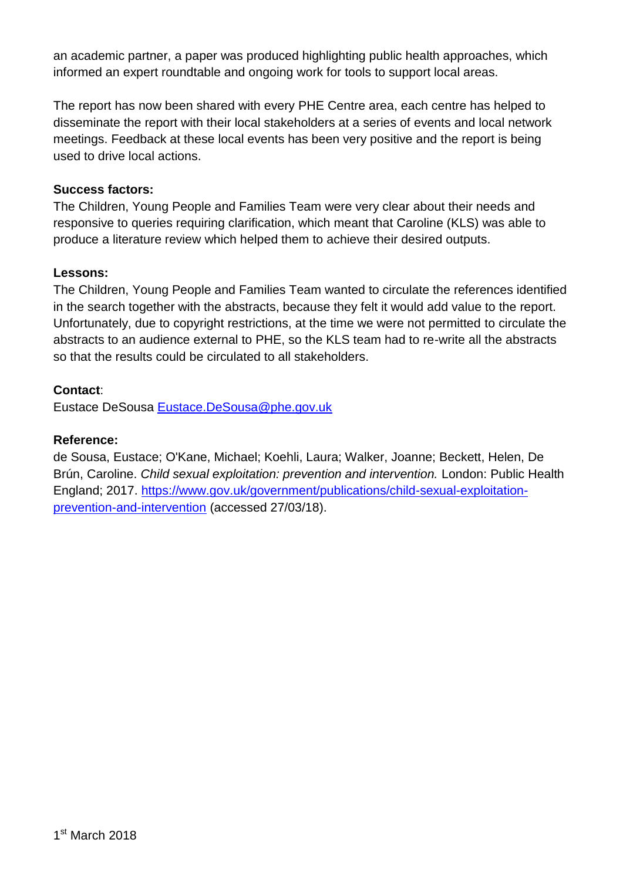an academic partner, a paper was produced highlighting public health approaches, which informed an expert roundtable and ongoing work for tools to support local areas.

The report has now been shared with every PHE Centre area, each centre has helped to disseminate the report with their local stakeholders at a series of events and local network meetings. Feedback at these local events has been very positive and the report is being used to drive local actions.

**Success factors:**

The Children, Young People and Families Team were very clear about their needs and responsive to queries requiring clarification, which meant that Caroline (KLS) was able to produce a literature review which helped them to achieve their desired outputs.

**Lessons:**

The Children, Young People and Families Team wanted to circulate the references identified in the search together with the abstracts, because they felt it would add value to the report. Unfortunately, due to copyright restrictions, at the time we were not permitted to circulate the abstracts to an audience external to PHE, so the KLS team had to re-write all the abstracts so that the results could be circulated to all stakeholders.

**Contact**:

Eustace DeSousa Eustace.DeSousa@phe.gov.uk

**Reference:**

de Sousa, Eustace; O'Kane, Michael; Koehli, Laura; Walker, Joanne; Beckett, Helen, De Brún, Caroline. *Child sexual exploitation: prevention and intervention.* London: Public Health England; 2017. https://www.gov.uk/government/publications/child-sexual-exploitation-prevention-and-intervention (accessed 27/03/18).

1st March 2018